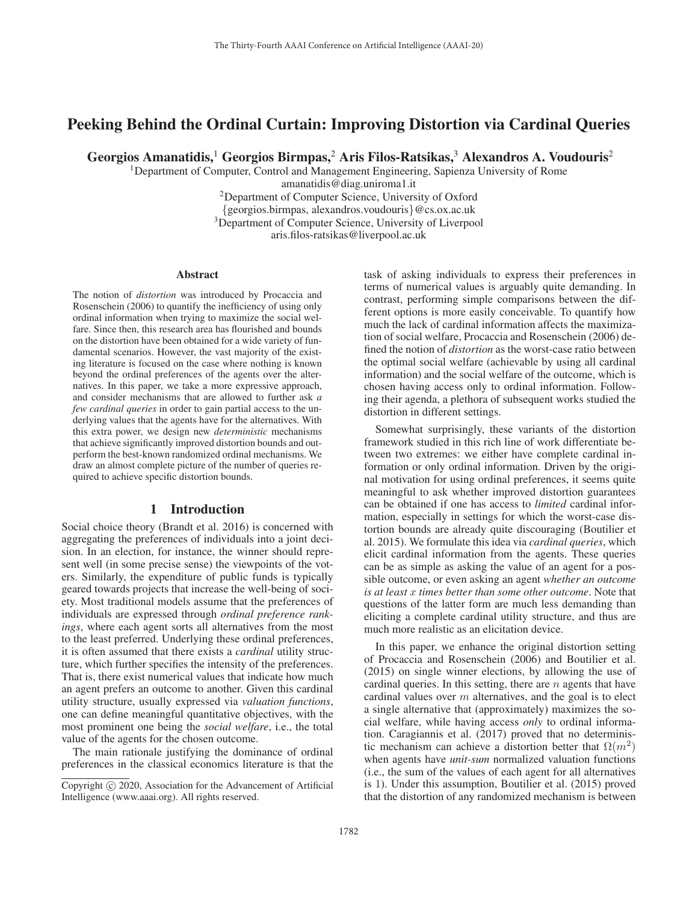# Peeking Behind the Ordinal Curtain: Improving Distortion via Cardinal Queries

**Georgios Amanatidis,[1] Georgios Birmpas,[2] Aris Filos-Ratsikas,[3] Alexandros A. Voudouris[2]**

[1]Department of Computer, Control and Management Engineering, Sapienza University of Rome
amanatidis@diag.uniroma1.it
[2]Department of Computer Science, University of Oxford
{georgios.birmpas, alexandros.voudouris}@cs.ox.ac.uk
[3]Department of Computer Science, University of Liverpool
aris.filos-ratsikas@liverpool.ac.uk

## Abstract

The notion of *distortion* was introduced by Procaccia and Rosenschein (2006) to quantify the inefficiency of using only ordinal information when trying to maximize the social welfare. Since then, this research area has flourished and bounds on the distortion have been obtained for a wide variety of fundamental scenarios. However, the vast majority of the existing literature is focused on the case where nothing is known beyond the ordinal preferences of the agents over the alternatives. In this paper, we take a more expressive approach, and consider mechanisms that are allowed to further ask *a few cardinal queries* in order to gain partial access to the underlying values that the agents have for the alternatives. With this extra power, we design new *deterministic* mechanisms that achieve significantly improved distortion bounds and outperform the best-known randomized ordinal mechanisms. We draw an almost complete picture of the number of queries required to achieve specific distortion bounds.

## 1 Introduction

Social choice theory (Brandt et al. 2016) is concerned with aggregating the preferences of individuals into a joint decision. In an election, for instance, the winner should represent well (in some precise sense) the viewpoints of the voters. Similarly, the expenditure of public funds is typically geared towards projects that increase the well-being of society. Most traditional models assume that the preferences of individuals are expressed through *ordinal preference rankings*, where each agent sorts all alternatives from the most to the least preferred. Underlying these ordinal preferences, it is often assumed that there exists a *cardinal* utility structure, which further specifies the intensity of the preferences. That is, there exist numerical values that indicate how much an agent prefers an outcome to another. Given this cardinal utility structure, usually expressed via *valuation functions*, one can define meaningful quantitative objectives, with the most prominent one being the *social welfare*, i.e., the total value of the agents for the chosen outcome.

The main rationale justifying the dominance of ordinal preferences in the classical economics literature is that the task of asking individuals to express their preferences in terms of numerical values is arguably quite demanding. In contrast, performing simple comparisons between the different options is more easily conceivable. To quantify how much the lack of cardinal information affects the maximization of social welfare, Procaccia and Rosenschein (2006) defined the notion of *distortion* as the worst-case ratio between the optimal social welfare (achievable by using all cardinal information) and the social welfare of the outcome, which is chosen having access only to ordinal information. Following their agenda, a plethora of subsequent works studied the distortion in different settings.

Somewhat surprisingly, these variants of the distortion framework studied in this rich line of work differentiate between two extremes: we either have complete cardinal information or only ordinal information. Driven by the original motivation for using ordinal preferences, it seems quite meaningful to ask whether improved distortion guarantees can be obtained if one has access to *limited* cardinal information, especially in settings for which the worst-case distortion bounds are already quite discouraging (Boutilier et al. 2015). We formulate this idea via *cardinal queries*, which elicit cardinal information from the agents. These queries can be as simple as asking the value of an agent for a possible outcome, or even asking an agent *whether an outcome is at least $x$ times better than some other outcome*. Note that questions of the latter form are much less demanding than eliciting a complete cardinal utility structure, and thus are much more realistic as an elicitation device.

In this paper, we enhance the original distortion setting of Procaccia and Rosenschein (2006) and Boutilier et al. (2015) on single winner elections, by allowing the use of cardinal queries. In this setting, there are $n$ agents that have cardinal values over $m$ alternatives, and the goal is to elect a single alternative that (approximately) maximizes the social welfare, while having access *only* to ordinal information. Caragiannis et al. (2017) proved that no deterministic mechanism can achieve a distortion better that $\Omega(m^2)$ when agents have *unit-sum* normalized valuation functions (i.e., the sum of the values of each agent for all alternatives is 1). Under this assumption, Boutilier et al. (2015) proved that the distortion of any randomized mechanism is between

Copyright © 2020, Association for the Advancement of Artificial Intelligence (www.aaai.org). All rights reserved.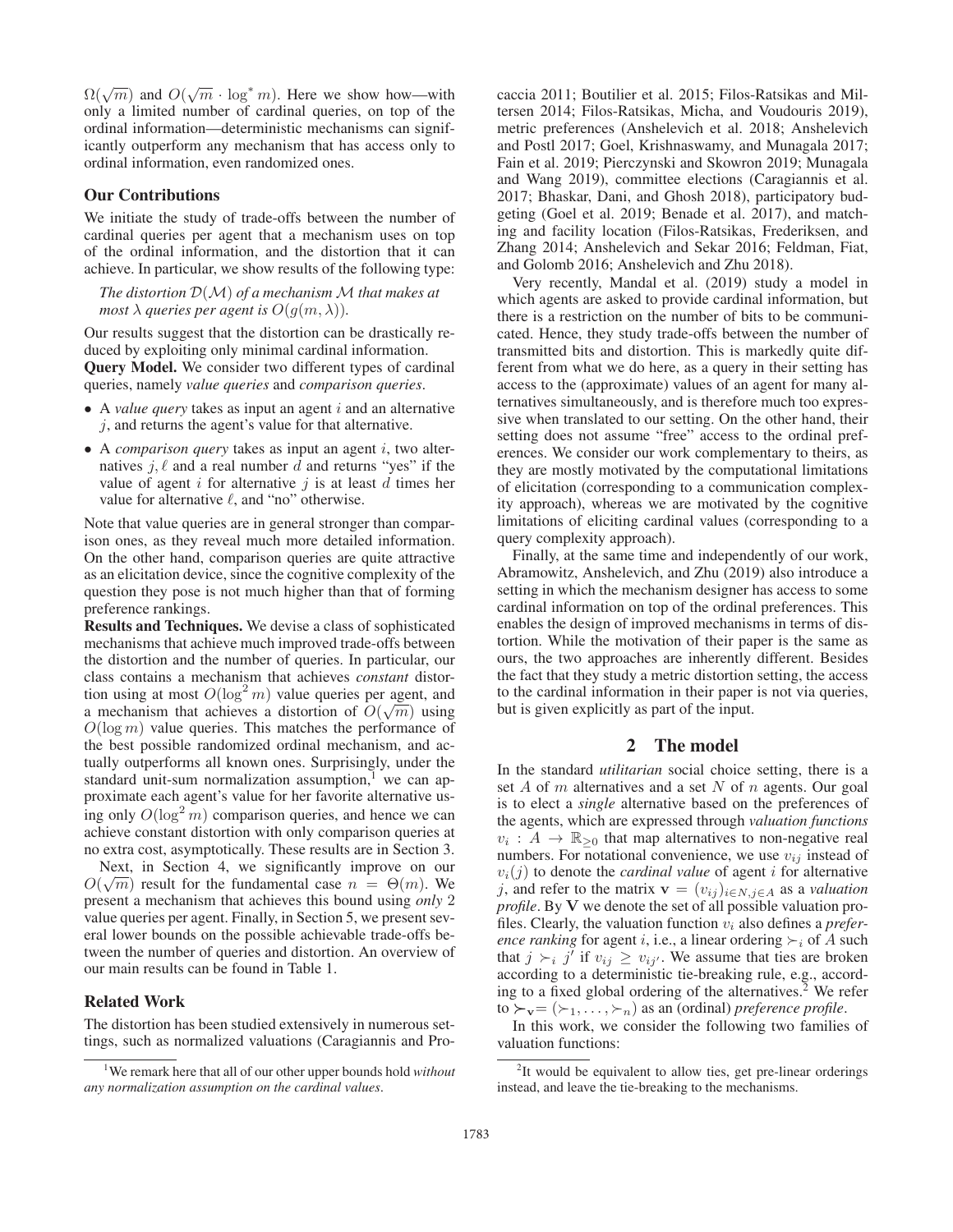$\Omega(\sqrt{m})$ and $O(\sqrt{m} \cdot \log^* m)$. Here we show how—with only a limited number of cardinal queries, on top of the ordinal information—deterministic mechanisms can significantly outperform any mechanism that has access only to ordinal information, even randomized ones.

### Our Contributions

We initiate the study of trade-offs between the number of cardinal queries per agent that a mechanism uses on top of the ordinal information, and the distortion that it can achieve. In particular, we show results of the following type:

*The distortion $\mathcal{D}(\mathcal{M})$ of a mechanism $\mathcal{M}$ that makes at most $\lambda$ queries per agent is $O(g(m, \lambda))$.*

Our results suggest that the distortion can be drastically reduced by exploiting only minimal cardinal information.

**Query Model.** We consider two different types of cardinal queries, namely *value queries* and *comparison queries*.

- A *value query* takes as input an agent $i$ and an alternative $j$, and returns the agent's value for that alternative.
- A *comparison query* takes as input an agent $i$, two alternatives $j, \ell$ and a real number $d$ and returns "yes" if the value of agent $i$ for alternative $j$ is at least $d$ times her value for alternative $\ell$, and "no" otherwise.

Note that value queries are in general stronger than comparison ones, as they reveal much more detailed information. On the other hand, comparison queries are quite attractive as an elicitation device, since the cognitive complexity of the question they pose is not much higher than that of forming preference rankings.

**Results and Techniques.** We devise a class of sophisticated mechanisms that achieve much improved trade-offs between the distortion and the number of queries. In particular, our class contains a mechanism that achieves *constant* distortion using at most $O(\log^2 m)$ value queries per agent, and a mechanism that achieves a distortion of $O(\sqrt{m})$ using $O(\log m)$ value queries. This matches the performance of the best possible randomized ordinal mechanism, and actually outperforms all known ones. Surprisingly, under the standard unit-sum normalization assumption,[1] we can approximate each agent's value for her favorite alternative using only $O(\log^2 m)$ comparison queries, and hence we can achieve constant distortion with only comparison queries at no extra cost, asymptotically. These results are in Section 3.

Next, in Section 4, we significantly improve on our $O(\sqrt{m})$ result for the fundamental case $n = \Theta(m)$. We present a mechanism that achieves this bound using *only* 2 value queries per agent. Finally, in Section 5, we present several lower bounds on the possible achievable trade-offs between the number of queries and distortion. An overview of our main results can be found in Table 1.

### Related Work

The distortion has been studied extensively in numerous settings, such as normalized valuations (Caragiannis and Procaccia 2011; Boutilier et al. 2015; Filos-Ratsikas and Miltersen 2014; Filos-Ratsikas, Micha, and Voudouris 2019), metric preferences (Anshelevich et al. 2018; Anshelevich and Postl 2017; Goel, Krishnaswamy, and Munagala 2017; Fain et al. 2019; Pierczynski and Skowron 2019; Munagala and Wang 2019), committee elections (Caragiannis et al. 2017; Bhaskar, Dani, and Ghosh 2018), participatory budgeting (Goel et al. 2019; Benade et al. 2017), and matching and facility location (Filos-Ratsikas, Frederiksen, and Zhang 2014; Anshelevich and Sekar 2016; Feldman, Fiat, and Golomb 2016; Anshelevich and Zhu 2018).

Very recently, Mandal et al. (2019) study a model in which agents are asked to provide cardinal information, but there is a restriction on the number of bits to be communicated. Hence, they study trade-offs between the number of transmitted bits and distortion. This is markedly quite different from what we do here, as a query in their setting has access to the (approximate) values of an agent for many alternatives simultaneously, and is therefore much too expressive when translated to our setting. On the other hand, their setting does not assume "free" access to the ordinal preferences. We consider our work complementary to theirs, as they are mostly motivated by the computational limitations of elicitation (corresponding to a communication complexity approach), whereas we are motivated by the cognitive limitations of eliciting cardinal values (corresponding to a query complexity approach).

Finally, at the same time and independently of our work, Abramowitz, Anshelevich, and Zhu (2019) also introduce a setting in which the mechanism designer has access to some cardinal information on top of the ordinal preferences. This enables the design of improved mechanisms in terms of distortion. While the motivation of their paper is the same as ours, the two approaches are inherently different. Besides the fact that they study a metric distortion setting, the access to the cardinal information in their paper is not via queries, but is given explicitly as part of the input.

## 2 The model

In the standard *utilitarian* social choice setting, there is a set $A$ of $m$ alternatives and a set $N$ of $n$ agents. Our goal is to elect a *single* alternative based on the preferences of the agents, which are expressed through *valuation functions* $v_i : A \to \mathbb{R}_{\geq 0}$ that map alternatives to non-negative real numbers. For notational convenience, we use $v_{ij}$ instead of $v_i(j)$ to denote the *cardinal value* of agent $i$ for alternative $j$, and refer to the matrix $\mathbf{v} = (v_{ij})_{i \in N, j \in A}$ as a *valuation profile*. By $\mathbf{V}$ we denote the set of all possible valuation profiles. Clearly, the valuation function $v_i$ also defines a *preference ranking* for agent $i$, i.e., a linear ordering $\succ_i$ of $A$ such that $j \succ_i j'$ if $v_{ij} \geq v_{ij'}$. We assume that ties are broken according to a deterministic tie-breaking rule, e.g., according to a fixed global ordering of the alternatives.[2] We refer to $\succ_{\mathbf{v}} = (\succ_1, \dots, \succ_n)$ as an (ordinal) *preference profile*.

In this work, we consider the following two families of valuation functions:

[1] We remark here that all of our other upper bounds hold *without any normalization assumption on the cardinal values*.

[2] It would be equivalent to allow ties, get pre-linear orderings instead, and leave the tie-breaking to the mechanisms.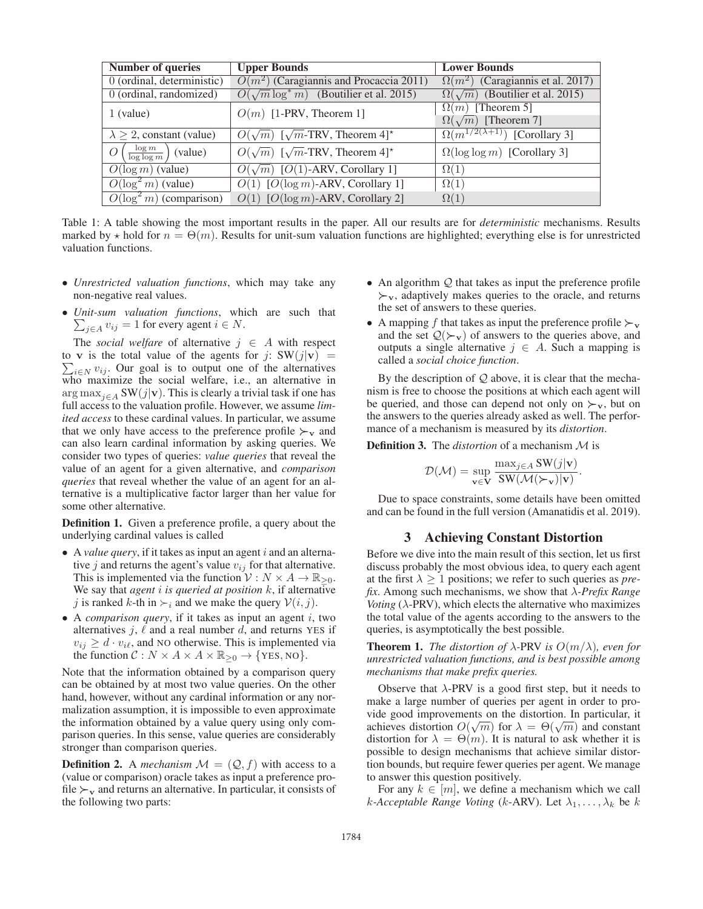| Number of queries | Upper Bounds | Lower Bounds |
|---|---|---|
| 0 (ordinal, deterministic) | $O(m^2)$ (Caragiannis and Procaccia 2011) | $\Omega(m^2)$ (Caragiannis et al. 2017) |
| 0 (ordinal, randomized) | $O(\sqrt{m}\log^* m)$ (Boutilier et al. 2015) | $\Omega(\sqrt{m})$ (Boutilier et al. 2015) |
| 1 (value) | $O(m)$ [1-PRV, Theorem 1] | $\Omega(m)$ [Theorem 5]<br>$\Omega(\sqrt{m})$ [Theorem 7] |
| $\lambda \geq 2$, constant (value) | $O(\sqrt{m})$ [$\sqrt{m}$-TRV, Theorem 4]$^\star$ | $\Omega(m^{1/2(\lambda+1)})$ [Corollary 3] |
| $O\left(\frac{\log m}{\log\log m}\right)$ (value) | $O(\sqrt{m})$ [$\sqrt{m}$-TRV, Theorem 4]$^\star$ | $\Omega(\log\log m)$ [Corollary 3] |
| $O(\log m)$ (value) | $O(\sqrt{m})$ [$O(1)$-ARV, Corollary 1] | $\Omega(1)$ |
| $O(\log^2 m)$ (value) | $O(1)$ [$O(\log m)$-ARV, Corollary 1] | $\Omega(1)$ |
| $O(\log^2 m)$ (comparison) | $O(1)$ [$O(\log m)$-ARV, Corollary 2] | $\Omega(1)$ |

Table 1: A table showing the most important results in the paper. All our results are for *deterministic* mechanisms. Results marked by $\star$ hold for $n = \Theta(m)$. Results for unit-sum valuation functions are highlighted; everything else is for unrestricted valuation functions.

- *Unrestricted valuation functions*, which may take any non-negative real values.
- *Unit-sum valuation functions*, which are such that $\sum_{j \in A} v_{ij} = 1$ for every agent $i \in N$.

The *social welfare* of alternative $j \in A$ with respect to $\mathbf{v}$ is the total value of the agents for $j$: $\text{SW}(j|\mathbf{v}) = \sum_{i \in N} v_{ij}$. Our goal is to output one of the alternatives who maximize the social welfare, i.e., an alternative in $\arg\max_{j \in A} \text{SW}(j|\mathbf{v})$. This is clearly a trivial task if one has full access to the valuation profile. However, we assume *limited access* to these cardinal values. In particular, we assume that we only have access to the preference profile $\succ_\mathbf{v}$ and can also learn cardinal information by asking queries. We consider two types of queries: *value queries* that reveal the value of an agent for a given alternative, and *comparison queries* that reveal whether the value of an agent for an alternative is a multiplicative factor larger than her value for some other alternative.

**Definition 1.** Given a preference profile, a query about the underlying cardinal values is called

- A *value query*, if it takes as input an agent $i$ and an alternative $j$ and returns the agent's value $v_{ij}$ for that alternative. This is implemented via the function $\mathcal{V} : N \times A \to \mathbb{R}_{\geq 0}$. We say that *agent $i$ is queried at position $k$*, if alternative $j$ is ranked $k$-th in $\succ_i$ and we make the query $\mathcal{V}(i, j)$.
- A *comparison query*, if it takes as input an agent $i$, two alternatives $j$, $\ell$ and a real number $d$, and returns YES if $v_{ij} \geq d \cdot v_{i\ell}$, and NO otherwise. This is implemented via the function $\mathcal{C} : N \times A \times A \times \mathbb{R}_{\geq 0} \to \{\text{YES}, \text{NO}\}$.

Note that the information obtained by a comparison query can be obtained by at most two value queries. On the other hand, however, without any cardinal information or any normalization assumption, it is impossible to even approximate the information obtained by a value query using only comparison queries. In this sense, value queries are considerably stronger than comparison queries.

**Definition 2.** A *mechanism* $\mathcal{M} = (\mathcal{Q}, f)$ with access to a (value or comparison) oracle takes as input a preference profile $\succ_\mathbf{v}$ and returns an alternative. In particular, it consists of the following two parts:

- An algorithm $\mathcal{Q}$ that takes as input the preference profile $\succ_\mathbf{v}$, adaptively makes queries to the oracle, and returns the set of answers to these queries.
- A mapping $f$ that takes as input the preference profile $\succ_\mathbf{v}$ and the set $\mathcal{Q}(\succ_\mathbf{v})$ of answers to the queries above, and outputs a single alternative $j \in A$. Such a mapping is called a *social choice function*.

By the description of $\mathcal{Q}$ above, it is clear that the mechanism is free to choose the positions at which each agent will be queried, and those can depend not only on $\succ_\mathbf{v}$, but on the answers to the queries already asked as well. The performance of a mechanism is measured by its *distortion*.

**Definition 3.** The *distortion* of a mechanism $\mathcal{M}$ is

$$\mathcal{D}(\mathcal{M}) = \sup_{\mathbf{v} \in \mathbf{V}} \frac{\max_{j \in A} \text{SW}(j|\mathbf{v})}{\text{SW}(\mathcal{M}(\succ_\mathbf{v})|\mathbf{v})}.$$

Due to space constraints, some details have been omitted and can be found in the full version (Amanatidis et al. 2019).

## 3 Achieving Constant Distortion

Before we dive into the main result of this section, let us first discuss probably the most obvious idea, to query each agent at the first $\lambda \geq 1$ positions; we refer to such queries as *prefix*. Among such mechanisms, we show that *$\lambda$-Prefix Range Voting* ($\lambda$-PRV), which elects the alternative who maximizes the total value of the agents according to the answers to the queries, is asymptotically the best possible.

**Theorem 1.** *The distortion of $\lambda$-PRV is $O(m/\lambda)$, even for unrestricted valuation functions, and is best possible among mechanisms that make prefix queries.*

Observe that $\lambda$-PRV is a good first step, but it needs to make a large number of queries per agent in order to provide good improvements on the distortion. In particular, it achieves distortion $O(\sqrt{m})$ for $\lambda = \Theta(\sqrt{m})$ and constant distortion for $\lambda = \Theta(m)$. It is natural to ask whether it is possible to design mechanisms that achieve similar distortion bounds, but require fewer queries per agent. We manage to answer this question positively.

For any $k \in [m]$, we define a mechanism which we call *$k$-Acceptable Range Voting* ($k$-ARV). Let $\lambda_1, \ldots, \lambda_k$ be $k$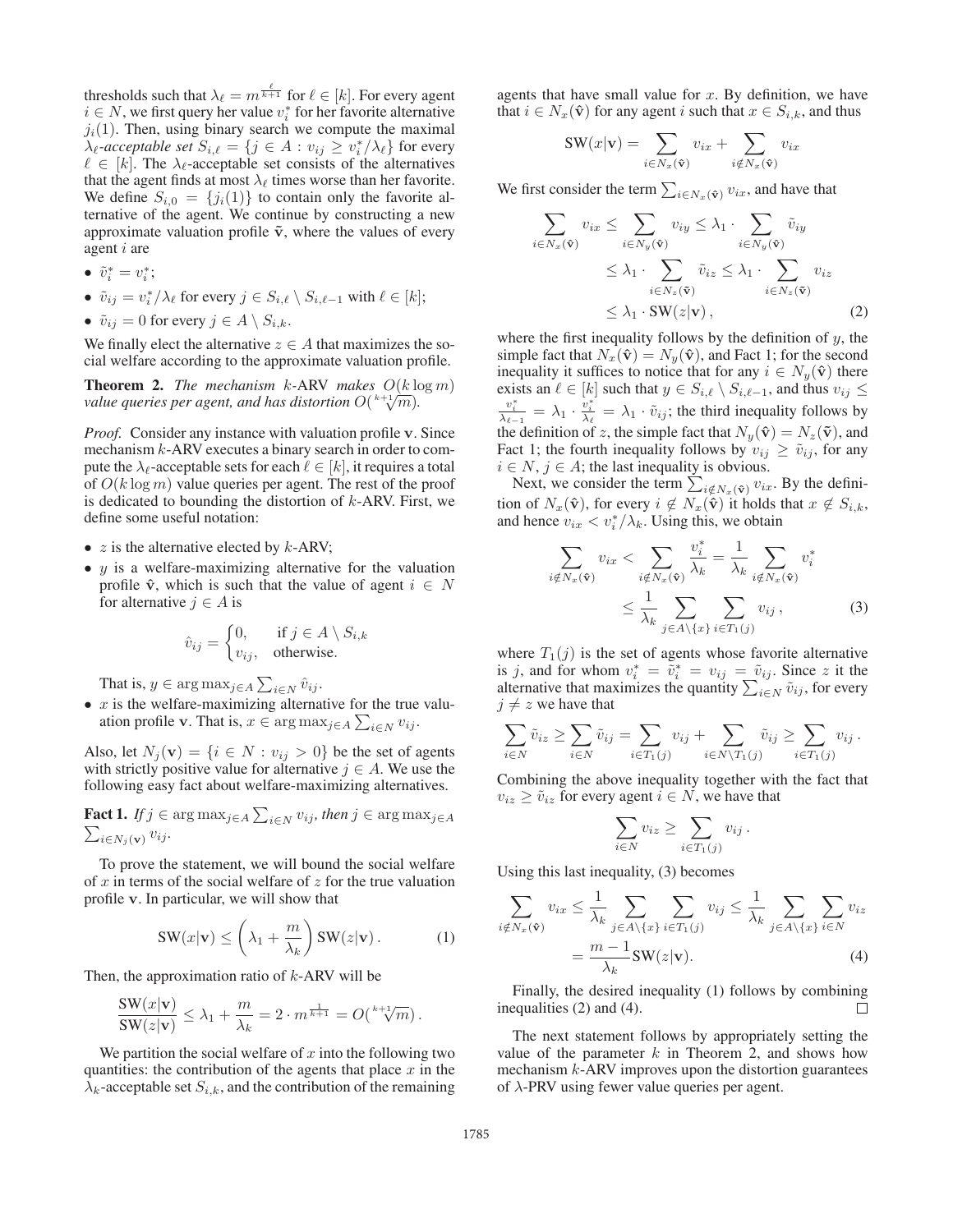thresholds such that $\lambda_\ell = m^{\frac{\ell}{k+1}}$ for $\ell \in [k]$. For every agent $i \in N$, we first query her value $v_i^*$ for her favorite alternative $j_i(1)$. Then, using binary search we compute the maximal $\lambda_\ell$*-acceptable set* $S_{i,\ell} = \{j \in A : v_{ij} \geq v_i^*/\lambda_\ell\}$ for every $\ell \in [k]$. The $\lambda_\ell$-acceptable set consists of the alternatives that the agent finds at most $\lambda_\ell$ times worse than her favorite. We define $S_{i,0} = \{j_i(1)\}$ to contain only the favorite alternative of the agent. We continue by constructing a new approximate valuation profile $\tilde{\mathbf{v}}$, where the values of every agent $i$ are

- $\tilde{v}_i^* = v_i^*$;
- $\tilde{v}_{ij} = v_i^*/\lambda_\ell$ for every $j \in S_{i,\ell} \setminus S_{i,\ell-1}$ with $\ell \in [k]$;
- $\tilde{v}_{ij} = 0$ for every $j \in A \setminus S_{i,k}$.

We finally elect the alternative $z \in A$ that maximizes the social welfare according to the approximate valuation profile.

**Theorem 2.** *The mechanism* $k$-ARV *makes* $O(k \log m)$ *value queries per agent, and has distortion* $O(\sqrt[k+1]{m})$.

*Proof.* Consider any instance with valuation profile $\mathbf{v}$. Since mechanism $k$-ARV executes a binary search in order to compute the $\lambda_\ell$-acceptable sets for each $\ell \in [k]$, it requires a total of $O(k \log m)$ value queries per agent. The rest of the proof is dedicated to bounding the distortion of $k$-ARV. First, we define some useful notation:

- $z$ is the alternative elected by $k$-ARV;
- $y$ is a welfare-maximizing alternative for the valuation profile $\hat{\mathbf{v}}$, which is such that the value of agent $i \in N$ for alternative $j \in A$ is

$$\hat{v}_{ij} = \begin{cases} 0, & \text{if } j \in A \setminus S_{i,k} \\ v_{ij}, & \text{otherwise.} \end{cases}$$

  That is, $y \in \arg\max_{j \in A} \sum_{i \in N} \hat{v}_{ij}$.
- $x$ is the welfare-maximizing alternative for the true valuation profile $\mathbf{v}$. That is, $x \in \arg\max_{j \in A} \sum_{i \in N} v_{ij}$.

Also, let $N_j(\mathbf{v}) = \{i \in N : v_{ij} > 0\}$ be the set of agents with strictly positive value for alternative $j \in A$. We use the following easy fact about welfare-maximizing alternatives.

**Fact 1.** *If* $j \in \arg\max_{j \in A} \sum_{i \in N} v_{ij}$*, then* $j \in \arg\max_{j \in A} \sum_{i \in N_j(\mathbf{v})} v_{ij}$.

To prove the statement, we will bound the social welfare of $x$ in terms of the social welfare of $z$ for the true valuation profile $\mathbf{v}$. In particular, we will show that

$$\text{SW}(x|\mathbf{v}) \leq \left(\lambda_1 + \frac{m}{\lambda_k}\right) \text{SW}(z|\mathbf{v}). \tag{1}$$

Then, the approximation ratio of $k$-ARV will be

$$\frac{\text{SW}(x|\mathbf{v})}{\text{SW}(z|\mathbf{v})} \leq \lambda_1 + \frac{m}{\lambda_k} = 2 \cdot m^{\frac{1}{k+1}} = O(\sqrt[k+1]{m}).$$

We partition the social welfare of $x$ into the following two quantities: the contribution of the agents that place $x$ in the $\lambda_k$-acceptable set $S_{i,k}$, and the contribution of the remaining agents that have small value for $x$. By definition, we have that $i \in N_x(\hat{\mathbf{v}})$ for any agent $i$ such that $x \in S_{i,k}$, and thus

$$\text{SW}(x|\mathbf{v}) = \sum_{i \in N_x(\hat{\mathbf{v}})} v_{ix} + \sum_{i \notin N_x(\hat{\mathbf{v}})} v_{ix}$$

We first consider the term $\sum_{i \in N_x(\hat{\mathbf{v}})} v_{ix}$, and have that

$$\begin{aligned}
\sum_{i \in N_x(\hat{\mathbf{v}})} v_{ix} &\leq \sum_{i \in N_y(\hat{\mathbf{v}})} v_{iy} \leq \lambda_1 \cdot \sum_{i \in N_y(\hat{\mathbf{v}})} \tilde{v}_{iy} \\
&\leq \lambda_1 \cdot \sum_{i \in N_z(\tilde{\mathbf{v}})} \tilde{v}_{iz} \leq \lambda_1 \cdot \sum_{i \in N_z(\tilde{\mathbf{v}})} v_{iz} \\
&\leq \lambda_1 \cdot \text{SW}(z|\mathbf{v}),
\end{aligned} \tag{2}$$

where the first inequality follows by the definition of $y$, the simple fact that $N_x(\hat{\mathbf{v}}) = N_y(\hat{\mathbf{v}})$, and Fact 1; for the second inequality it suffices to notice that for any $i \in N_y(\hat{\mathbf{v}})$ there exists an $\ell \in [k]$ such that $y \in S_{i,\ell} \setminus S_{i,\ell-1}$, and thus $v_{ij} \leq \frac{v_i^*}{\lambda_{\ell-1}} = \lambda_1 \cdot \frac{v_i^*}{\lambda_\ell} = \lambda_1 \cdot \tilde{v}_{ij}$; the third inequality follows by the definition of $z$, the simple fact that $N_y(\hat{\mathbf{v}}) = N_z(\tilde{\mathbf{v}})$, and Fact 1; the fourth inequality follows by $v_{ij} \geq \tilde{v}_{ij}$, for any $i \in N$, $j \in A$; the last inequality is obvious.

Next, we consider the term $\sum_{i \notin N_x(\hat{\mathbf{v}})} v_{ix}$. By the definition of $N_x(\hat{\mathbf{v}})$, for every $i \notin N_x(\hat{\mathbf{v}})$ it holds that $x \notin S_{i,k}$, and hence $v_{ix} < v_i^*/\lambda_k$. Using this, we obtain

$$\begin{aligned}
\sum_{i \notin N_x(\hat{\mathbf{v}})} v_{ix} &< \sum_{i \notin N_x(\hat{\mathbf{v}})} \frac{v_i^*}{\lambda_k} = \frac{1}{\lambda_k} \sum_{i \notin N_x(\hat{\mathbf{v}})} v_i^* \\
&\leq \frac{1}{\lambda_k} \sum_{j \in A \setminus \{x\}} \sum_{i \in T_1(j)} v_{ij},
\end{aligned} \tag{3}$$

where $T_1(j)$ is the set of agents whose favorite alternative is $j$, and for whom $v_i^* = \tilde{v}_i^* = v_{ij} = \tilde{v}_{ij}$. Since $z$ it the alternative that maximizes the quantity $\sum_{i \in N} \tilde{v}_{ij}$, for every $j \neq z$ we have that

$$\sum_{i \in N} \tilde{v}_{iz} \geq \sum_{i \in N} \tilde{v}_{ij} = \sum_{i \in T_1(j)} v_{ij} + \sum_{i \in N \setminus T_1(j)} \tilde{v}_{ij} \geq \sum_{i \in T_1(j)} v_{ij}.$$

Combining the above inequality together with the fact that $v_{iz} \geq \tilde{v}_{iz}$ for every agent $i \in N$, we have that

$$\sum_{i \in N} v_{iz} \geq \sum_{i \in T_1(j)} v_{ij}.$$

Using this last inequality, (3) becomes

$$\begin{aligned}
\sum_{i \notin N_x(\hat{\mathbf{v}})} v_{ix} &\leq \frac{1}{\lambda_k} \sum_{j \in A \setminus \{x\}} \sum_{i \in T_1(j)} v_{ij} \leq \frac{1}{\lambda_k} \sum_{j \in A \setminus \{x\}} \sum_{i \in N} v_{iz} \\
&= \frac{m-1}{\lambda_k} \text{SW}(z|\mathbf{v}).
\end{aligned} \tag{4}$$

Finally, the desired inequality (1) follows by combining inequalities (2) and (4). $\square$

The next statement follows by appropriately setting the value of the parameter $k$ in Theorem 2, and shows how mechanism $k$-ARV improves upon the distortion guarantees of $\lambda$-PRV using fewer value queries per agent.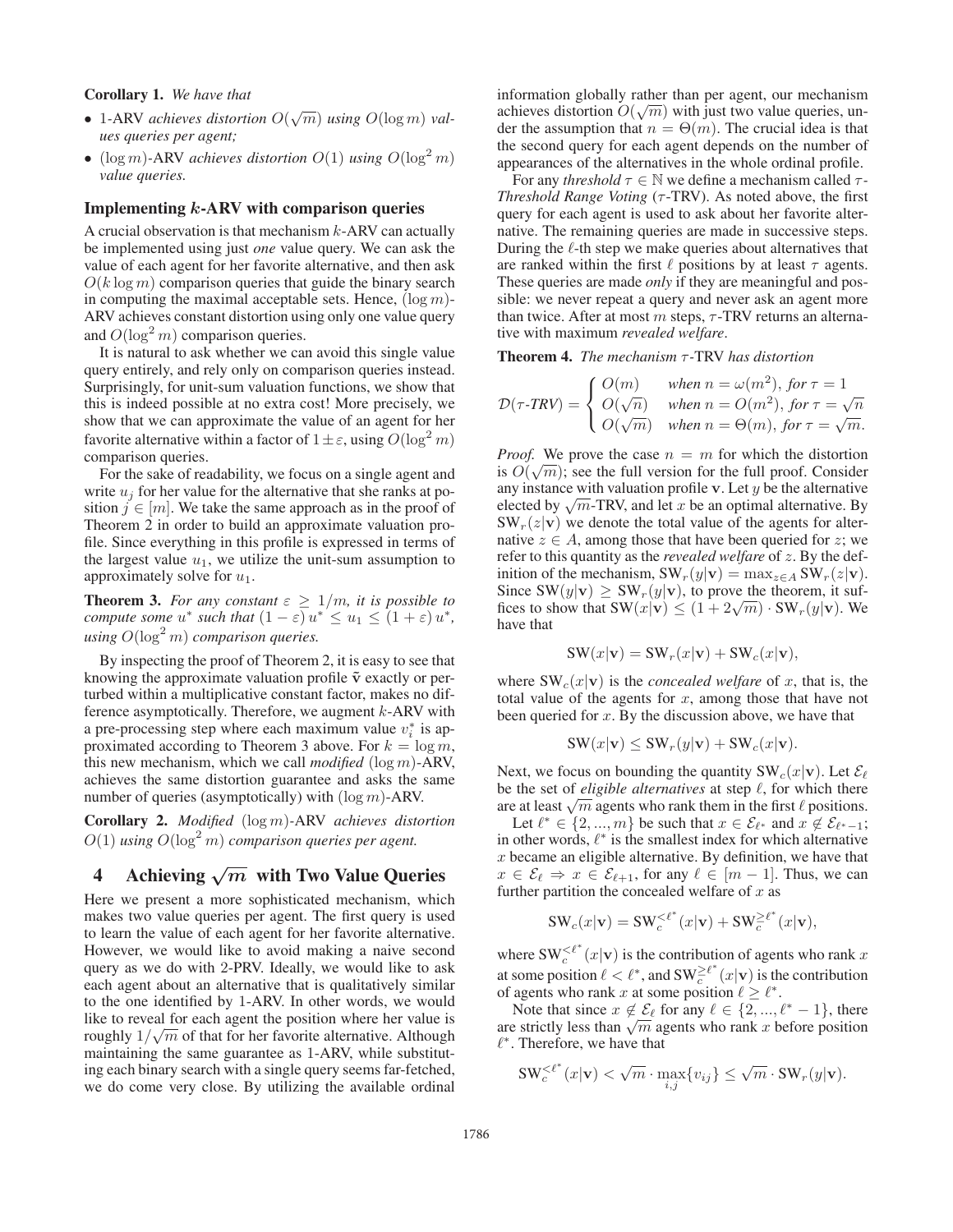**Corollary 1.** *We have that*

- 1-ARV *achieves distortion $O(\sqrt{m})$ using $O(\log m)$ values queries per agent;*
- $(\log m)$-ARV *achieves distortion $O(1)$ using $O(\log^2 m)$ value queries.*

### Implementing $k$-ARV with comparison queries

A crucial observation is that mechanism $k$-ARV can actually be implemented using just *one* value query. We can ask the value of each agent for her favorite alternative, and then ask $O(k \log m)$ comparison queries that guide the binary search in computing the maximal acceptable sets. Hence, $(\log m)$-ARV achieves constant distortion using only one value query and $O(\log^2 m)$ comparison queries.

It is natural to ask whether we can avoid this single value query entirely, and rely only on comparison queries instead. Surprisingly, for unit-sum valuation functions, we show that this is indeed possible at no extra cost! More precisely, we show that we can approximate the value of an agent for her favorite alternative within a factor of $1 \pm \varepsilon$, using $O(\log^2 m)$ comparison queries.

For the sake of readability, we focus on a single agent and write $u_j$ for her value for the alternative that she ranks at position $j \in [m]$. We take the same approach as in the proof of Theorem 2 in order to build an approximate valuation profile. Since everything in this profile is expressed in terms of the largest value $u_1$, we utilize the unit-sum assumption to approximately solve for $u_1$.

**Theorem 3.** *For any constant $\varepsilon \geq 1/m$, it is possible to compute some $u^*$ such that $(1-\varepsilon)\, u^* \leq u_1 \leq (1+\varepsilon)\, u^*$, using $O(\log^2 m)$ comparison queries.*

By inspecting the proof of Theorem 2, it is easy to see that knowing the approximate valuation profile $\tilde{\mathbf{v}}$ exactly or perturbed within a multiplicative constant factor, makes no difference asymptotically. Therefore, we augment $k$-ARV with a pre-processing step where each maximum value $v_i^*$ is approximated according to Theorem 3 above. For $k = \log m$, this new mechanism, which we call *modified* $(\log m)$-ARV, achieves the same distortion guarantee and asks the same number of queries (asymptotically) with $(\log m)$-ARV.

**Corollary 2.** *Modified* $(\log m)$-ARV *achieves distortion $O(1)$ using $O(\log^2 m)$ comparison queries per agent.*

## 4 Achieving $\sqrt{m}$ with Two Value Queries

Here we present a more sophisticated mechanism, which makes two value queries per agent. The first query is used to learn the value of each agent for her favorite alternative. However, we would like to avoid making a naive second query as we do with 2-PRV. Ideally, we would like to ask each agent about an alternative that is qualitatively similar to the one identified by 1-ARV. In other words, we would like to reveal for each agent the position where her value is roughly $1/\sqrt{m}$ of that for her favorite alternative. Although maintaining the same guarantee as 1-ARV, while substituting each binary search with a single query seems far-fetched, we do come very close. By utilizing the available ordinal information globally rather than per agent, our mechanism achieves distortion $O(\sqrt{m})$ with just two value queries, under the assumption that $n = \Theta(m)$. The crucial idea is that the second query for each agent depends on the number of appearances of the alternatives in the whole ordinal profile.

For any *threshold* $\tau \in \mathbb{N}$ we define a mechanism called $\tau$-*Threshold Range Voting* ($\tau$-TRV). As noted above, the first query for each agent is used to ask about her favorite alternative. The remaining queries are made in successive steps. During the $\ell$-th step we make queries about alternatives that are ranked within the first $\ell$ positions by at least $\tau$ agents. These queries are made *only* if they are meaningful and possible: we never repeat a query and never ask an agent more than twice. After at most $m$ steps, $\tau$-TRV returns an alternative with maximum *revealed welfare*.

**Theorem 4.** *The mechanism $\tau$-TRV has distortion*

$$\mathcal{D}(\tau\text{-}TRV) = \begin{cases} O(m) & \text{when } n = \omega(m^2), \text{ for } \tau = 1 \\ O(\sqrt{n}) & \text{when } n = O(m^2), \text{ for } \tau = \sqrt{n} \\ O(\sqrt{m}) & \text{when } n = \Theta(m), \text{ for } \tau = \sqrt{m}. \end{cases}$$

*Proof.* We prove the case $n = m$ for which the distortion is $O(\sqrt{m})$; see the full version for the full proof. Consider any instance with valuation profile $\mathbf{v}$. Let $y$ be the alternative elected by $\sqrt{m}$-TRV, and let $x$ be an optimal alternative. By $\mathrm{SW}_r(z|\mathbf{v})$ we denote the total value of the agents for alternative $z \in A$, among those that have been queried for $z$; we refer to this quantity as the *revealed welfare* of $z$. By the definition of the mechanism, $\mathrm{SW}_r(y|\mathbf{v}) = \max_{z \in A} \mathrm{SW}_r(z|\mathbf{v})$. Since $\mathrm{SW}(y|\mathbf{v}) \geq \mathrm{SW}_r(y|\mathbf{v})$, to prove the theorem, it suffices to show that $\mathrm{SW}(x|\mathbf{v}) \leq (1 + 2\sqrt{m}) \cdot \mathrm{SW}_r(y|\mathbf{v})$. We have that

$$\mathrm{SW}(x|\mathbf{v}) = \mathrm{SW}_r(x|\mathbf{v}) + \mathrm{SW}_c(x|\mathbf{v}),$$

where $\mathrm{SW}_c(x|\mathbf{v})$ is the *concealed welfare* of $x$, that is, the total value of the agents for $x$, among those that have not been queried for $x$. By the discussion above, we have that

$$\mathrm{SW}(x|\mathbf{v}) \leq \mathrm{SW}_r(y|\mathbf{v}) + \mathrm{SW}_c(x|\mathbf{v}).$$

Next, we focus on bounding the quantity $\mathrm{SW}_c(x|\mathbf{v})$. Let $\mathcal{E}_\ell$ be the set of *eligible alternatives* at step $\ell$, for which there are at least $\sqrt{m}$ agents who rank them in the first $\ell$ positions.

Let $\ell^* \in \{2, ..., m\}$ be such that $x \in \mathcal{E}_{\ell^*}$ and $x \notin \mathcal{E}_{\ell^*-1}$; in other words, $\ell^*$ is the smallest index for which alternative $x$ became an eligible alternative. By definition, we have that $x \in \mathcal{E}_\ell \Rightarrow x \in \mathcal{E}_{\ell+1}$, for any $\ell \in [m-1]$. Thus, we can further partition the concealed welfare of $x$ as

$$\mathrm{SW}_c(x|\mathbf{v}) = \mathrm{SW}_c^{<\ell^*}(x|\mathbf{v}) + \mathrm{SW}_c^{\geq \ell^*}(x|\mathbf{v}),$$

where $\mathrm{SW}_c^{<\ell^*}(x|\mathbf{v})$ is the contribution of agents who rank $x$ at some position $\ell < \ell^*$, and $\mathrm{SW}_c^{\geq \ell^*}(x|\mathbf{v})$ is the contribution of agents who rank $x$ at some position $\ell \geq \ell^*$.

Note that since $x \notin \mathcal{E}_\ell$ for any $\ell \in \{2, ..., \ell^* - 1\}$, there are strictly less than $\sqrt{m}$ agents who rank $x$ before position $\ell^*$. Therefore, we have that

$$\mathrm{SW}_c^{<\ell^*}(x|\mathbf{v}) < \sqrt{m} \cdot \max_{i,j}\{v_{ij}\} \leq \sqrt{m} \cdot \mathrm{SW}_r(y|\mathbf{v}).$$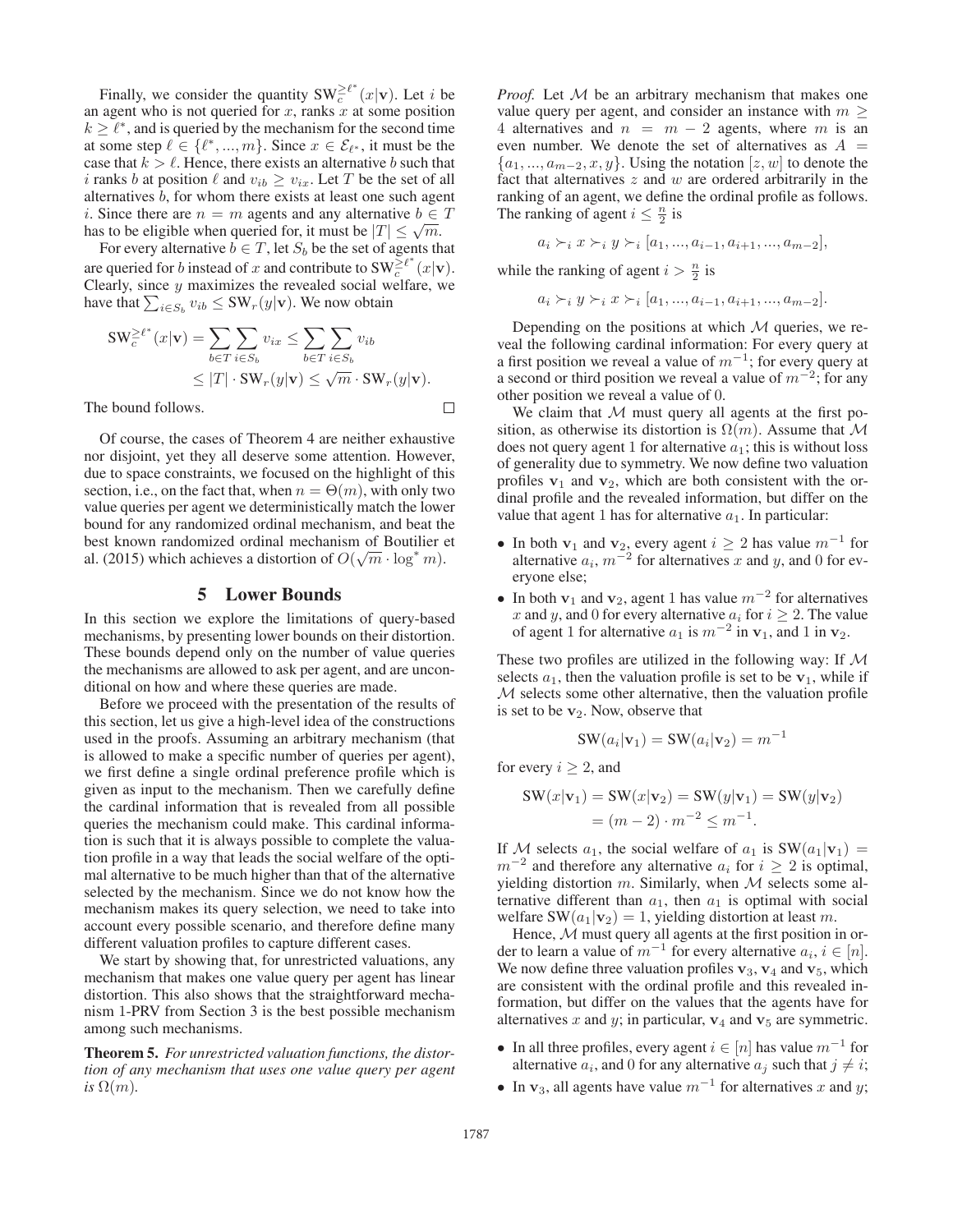Finally, we consider the quantity $\text{SW}_c^{\geq \ell^*}(x|\mathbf{v})$. Let $i$ be an agent who is not queried for $x$, ranks $x$ at some position $k \geq \ell^*$, and is queried by the mechanism for the second time at some step $\ell \in \{\ell^*, ..., m\}$. Since $x \in \mathcal{E}_{\ell^*}$, it must be the case that $k > \ell$. Hence, there exists an alternative $b$ such that $i$ ranks $b$ at position $\ell$ and $v_{ib} \geq v_{ix}$. Let $T$ be the set of all alternatives $b$, for whom there exists at least one such agent $i$. Since there are $n = m$ agents and any alternative $b \in T$ has to be eligible when queried for, it must be $|T| \leq \sqrt{m}$.

For every alternative $b \in T$, let $S_b$ be the set of agents that are queried for $b$ instead of $x$ and contribute to $\text{SW}_c^{\geq \ell^*}(x|\mathbf{v})$. Clearly, since $y$ maximizes the revealed social welfare, we have that $\sum_{i \in S_b} v_{ib} \leq \text{SW}_r(y|\mathbf{v})$. We now obtain

$$\begin{aligned}\text{SW}_c^{\geq \ell^*}(x|\mathbf{v}) &= \sum_{b \in T} \sum_{i \in S_b} v_{ix} \leq \sum_{b \in T} \sum_{i \in S_b} v_{ib} \\ &\leq |T| \cdot \text{SW}_r(y|\mathbf{v}) \leq \sqrt{m} \cdot \text{SW}_r(y|\mathbf{v}).\end{aligned}$$

The bound follows. □

Of course, the cases of Theorem 4 are neither exhaustive nor disjoint, yet they all deserve some attention. However, due to space constraints, we focused on the highlight of this section, i.e., on the fact that, when $n = \Theta(m)$, with only two value queries per agent we deterministically match the lower bound for any randomized ordinal mechanism, and beat the best known randomized ordinal mechanism of Boutilier et al. (2015) which achieves a distortion of $O(\sqrt{m} \cdot \log^* m)$.

## 5 Lower Bounds

In this section we explore the limitations of query-based mechanisms, by presenting lower bounds on their distortion. These bounds depend only on the number of value queries the mechanisms are allowed to ask per agent, and are unconditional on how and where these queries are made.

Before we proceed with the presentation of the results of this section, let us give a high-level idea of the constructions used in the proofs. Assuming an arbitrary mechanism (that is allowed to make a specific number of queries per agent), we first define a single ordinal preference profile which is given as input to the mechanism. Then we carefully define the cardinal information that is revealed from all possible queries the mechanism could make. This cardinal information is such that it is always possible to complete the valuation profile in a way that leads the social welfare of the optimal alternative to be much higher than that of the alternative selected by the mechanism. Since we do not know how the mechanism makes its query selection, we need to take into account every possible scenario, and therefore define many different valuation profiles to capture different cases.

We start by showing that, for unrestricted valuations, any mechanism that makes one value query per agent has linear distortion. This also shows that the straightforward mechanism 1-PRV from Section 3 is the best possible mechanism among such mechanisms.

**Theorem 5.** *For unrestricted valuation functions, the distortion of any mechanism that uses one value query per agent is* $\Omega(m)$.

*Proof.* Let $\mathcal{M}$ be an arbitrary mechanism that makes one value query per agent, and consider an instance with $m \geq 4$ alternatives and $n = m - 2$ agents, where $m$ is an even number. We denote the set of alternatives as $A = \{a_1, ..., a_{m-2}, x, y\}$. Using the notation $[z, w]$ to denote the fact that alternatives $z$ and $w$ are ordered arbitrarily in the ranking of an agent, we define the ordinal profile as follows. The ranking of agent $i \leq \frac{n}{2}$ is

$$a_i \succ_i x \succ_i y \succ_i [a_1, ..., a_{i-1}, a_{i+1}, ..., a_{m-2}],$$

while the ranking of agent $i > \frac{n}{2}$ is

$$a_i \succ_i y \succ_i x \succ_i [a_1, ..., a_{i-1}, a_{i+1}, ..., a_{m-2}].$$

Depending on the positions at which $\mathcal{M}$ queries, we reveal the following cardinal information: For every query at a first position we reveal a value of $m^{-1}$; for every query at a second or third position we reveal a value of $m^{-2}$; for any other position we reveal a value of 0.

We claim that $\mathcal{M}$ must query all agents at the first position, as otherwise its distortion is $\Omega(m)$. Assume that $\mathcal{M}$ does not query agent 1 for alternative $a_1$; this is without loss of generality due to symmetry. We now define two valuation profiles $\mathbf{v}_1$ and $\mathbf{v}_2$, which are both consistent with the ordinal profile and the revealed information, but differ on the value that agent 1 has for alternative $a_1$. In particular:

- In both $\mathbf{v}_1$ and $\mathbf{v}_2$, every agent $i \geq 2$ has value $m^{-1}$ for alternative $a_i$, $m^{-2}$ for alternatives $x$ and $y$, and 0 for everyone else;
- In both $\mathbf{v}_1$ and $\mathbf{v}_2$, agent 1 has value $m^{-2}$ for alternatives $x$ and $y$, and 0 for every alternative $a_i$ for $i \geq 2$. The value of agent 1 for alternative $a_1$ is $m^{-2}$ in $\mathbf{v}_1$, and 1 in $\mathbf{v}_2$.

These two profiles are utilized in the following way: If $\mathcal{M}$ selects $a_1$, then the valuation profile is set to be $\mathbf{v}_1$, while if $\mathcal{M}$ selects some other alternative, then the valuation profile is set to be $\mathbf{v}_2$. Now, observe that

$$\text{SW}(a_i|\mathbf{v}_1) = \text{SW}(a_i|\mathbf{v}_2) = m^{-1}$$

for every $i \geq 2$, and

$$\begin{aligned}\text{SW}(x|\mathbf{v}_1) = \text{SW}(x|\mathbf{v}_2) = \text{SW}(y|\mathbf{v}_1) = \text{SW}(y|\mathbf{v}_2) \\ = (m-2) \cdot m^{-2} \leq m^{-1}.\end{aligned}$$

If $\mathcal{M}$ selects $a_1$, the social welfare of $a_1$ is $\text{SW}(a_1|\mathbf{v}_1) = m^{-2}$ and therefore any alternative $a_i$ for $i \geq 2$ is optimal, yielding distortion $m$. Similarly, when $\mathcal{M}$ selects some alternative different than $a_1$, then $a_1$ is optimal with social welfare $\text{SW}(a_1|\mathbf{v}_2) = 1$, yielding distortion at least $m$.

Hence, $\mathcal{M}$ must query all agents at the first position in order to learn a value of $m^{-1}$ for every alternative $a_i$, $i \in [n]$. We now define three valuation profiles $\mathbf{v}_3$, $\mathbf{v}_4$ and $\mathbf{v}_5$, which are consistent with the ordinal profile and this revealed information, but differ on the values that the agents have for alternatives $x$ and $y$; in particular, $\mathbf{v}_4$ and $\mathbf{v}_5$ are symmetric.

- In all three profiles, every agent $i \in [n]$ has value $m^{-1}$ for alternative $a_i$, and 0 for any alternative $a_j$ such that $j \neq i$;
- In $\mathbf{v}_3$, all agents have value $m^{-1}$ for alternatives $x$ and $y$;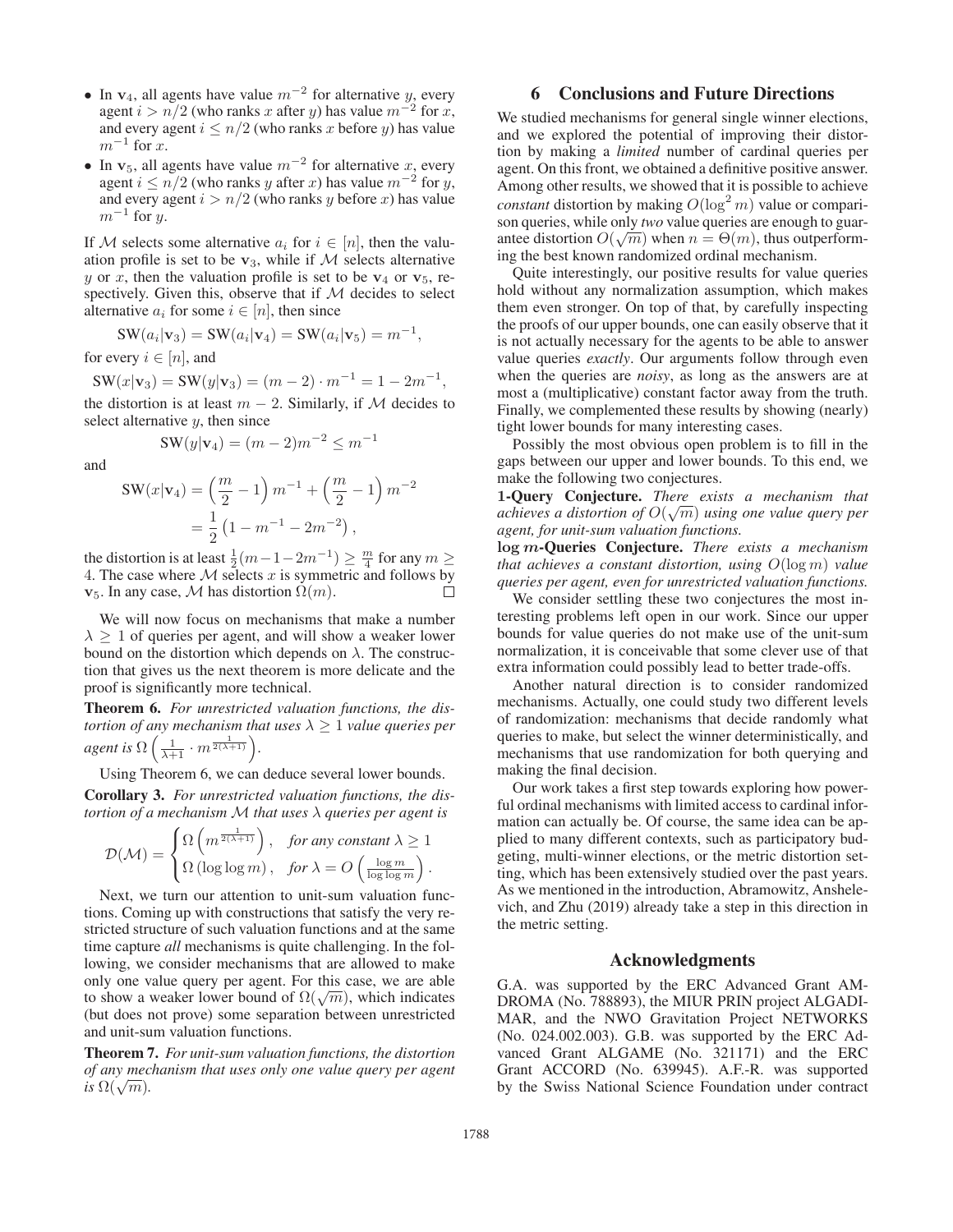- In $\mathbf{v}_4$, all agents have value $m^{-2}$ for alternative $y$, every agent $i > n/2$ (who ranks $x$ after $y$) has value $m^{-2}$ for $x$, and every agent $i \leq n/2$ (who ranks $x$ before $y$) has value $m^{-1}$ for $x$.
- In $\mathbf{v}_5$, all agents have value $m^{-2}$ for alternative $x$, every agent $i \leq n/2$ (who ranks $y$ after $x$) has value $m^{-2}$ for $y$, and every agent $i > n/2$ (who ranks $y$ before $x$) has value $m^{-1}$ for $y$.

If $\mathcal{M}$ selects some alternative $a_i$ for $i \in [n]$, then the valuation profile is set to be $\mathbf{v}_3$, while if $\mathcal{M}$ selects alternative $y$ or $x$, then the valuation profile is set to be $\mathbf{v}_4$ or $\mathbf{v}_5$, respectively. Given this, observe that if $\mathcal{M}$ decides to select alternative $a_i$ for some $i \in [n]$, then since

$$\text{SW}(a_i|\mathbf{v}_3) = \text{SW}(a_i|\mathbf{v}_4) = \text{SW}(a_i|\mathbf{v}_5) = m^{-1},$$

for every $i \in [n]$, and

$$\text{SW}(x|\mathbf{v}_3) = \text{SW}(y|\mathbf{v}_3) = (m-2) \cdot m^{-1} = 1 - 2m^{-1},$$

the distortion is at least $m - 2$. Similarly, if $\mathcal{M}$ decides to select alternative $y$, then since

$$\text{SW}(y|\mathbf{v}_4) = (m-2)m^{-2} \leq m^{-1}$$

and

$$\begin{aligned}\text{SW}(x|\mathbf{v}_4) &= \left(\frac{m}{2} - 1\right) m^{-1} + \left(\frac{m}{2} - 1\right) m^{-2} \\ &= \frac{1}{2}\left(1 - m^{-1} - 2m^{-2}\right),\end{aligned}$$

the distortion is at least $\frac{1}{2}(m-1-2m^{-1}) \geq \frac{m}{4}$ for any $m \geq 4$. The case where $\mathcal{M}$ selects $x$ is symmetric and follows by $\mathbf{v}_5$. In any case, $\mathcal{M}$ has distortion $\Omega(m)$. $\square$

We will now focus on mechanisms that make a number $\lambda \geq 1$ of queries per agent, and will show a weaker lower bound on the distortion which depends on $\lambda$. The construction that gives us the next theorem is more delicate and the proof is significantly more technical.

**Theorem 6.** *For unrestricted valuation functions, the distortion of any mechanism that uses $\lambda \geq 1$ value queries per agent is $\Omega\left(\frac{1}{\lambda+1} \cdot m^{\frac{1}{2(\lambda+1)}}\right)$.*

Using Theorem 6, we can deduce several lower bounds.

**Corollary 3.** *For unrestricted valuation functions, the distortion of a mechanism $\mathcal{M}$ that uses $\lambda$ queries per agent is*

$$\mathcal{D}(\mathcal{M}) = \begin{cases} \Omega\left(m^{\frac{1}{2(\lambda+1)}}\right), & \textit{for any constant } \lambda \geq 1 \\ \Omega\left(\log\log m\right), & \textit{for } \lambda = O\left(\frac{\log m}{\log\log m}\right). \end{cases}$$

Next, we turn our attention to unit-sum valuation functions. Coming up with constructions that satisfy the very restricted structure of such valuation functions and at the same time capture *all* mechanisms is quite challenging. In the following, we consider mechanisms that are allowed to make only one value query per agent. For this case, we are able to show a weaker lower bound of $\Omega(\sqrt{m})$, which indicates (but does not prove) some separation between unrestricted and unit-sum valuation functions.

**Theorem 7.** *For unit-sum valuation functions, the distortion of any mechanism that uses only one value query per agent is $\Omega(\sqrt{m})$.*

## 6 Conclusions and Future Directions

We studied mechanisms for general single winner elections, and we explored the potential of improving their distortion by making a *limited* number of cardinal queries per agent. On this front, we obtained a definitive positive answer. Among other results, we showed that it is possible to achieve *constant* distortion by making $O(\log^2 m)$ value or comparison queries, while only *two* value queries are enough to guarantee distortion $O(\sqrt{m})$ when $n = \Theta(m)$, thus outperforming the best known randomized ordinal mechanism.

Quite interestingly, our positive results for value queries hold without any normalization assumption, which makes them even stronger. On top of that, by carefully inspecting the proofs of our upper bounds, one can easily observe that it is not actually necessary for the agents to be able to answer value queries *exactly*. Our arguments follow through even when the queries are *noisy*, as long as the answers are at most a (multiplicative) constant factor away from the truth. Finally, we complemented these results by showing (nearly) tight lower bounds for many interesting cases.

Possibly the most obvious open problem is to fill in the gaps between our upper and lower bounds. To this end, we make the following two conjectures.

**1-Query Conjecture.** *There exists a mechanism that achieves a distortion of $O(\sqrt{m})$ using one value query per agent, for unit-sum valuation functions.*

**$\log m$-Queries Conjecture.** *There exists a mechanism that achieves a constant distortion, using $O(\log m)$ value queries per agent, even for unrestricted valuation functions.*

We consider settling these two conjectures the most interesting problems left open in our work. Since our upper bounds for value queries do not make use of the unit-sum normalization, it is conceivable that some clever use of that extra information could possibly lead to better trade-offs.

Another natural direction is to consider randomized mechanisms. Actually, one could study two different levels of randomization: mechanisms that decide randomly what queries to make, but select the winner deterministically, and mechanisms that use randomization for both querying and making the final decision.

Our work takes a first step towards exploring how powerful ordinal mechanisms with limited access to cardinal information can actually be. Of course, the same idea can be applied to many different contexts, such as participatory budgeting, multi-winner elections, or the metric distortion setting, which has been extensively studied over the past years. As we mentioned in the introduction, Abramowitz, Anshelevich, and Zhu (2019) already take a step in this direction in the metric setting.

## Acknowledgments

G.A. was supported by the ERC Advanced Grant AMDROMA (No. 788893), the MIUR PRIN project ALGADIMAR, and the NWO Gravitation Project NETWORKS (No. 024.002.003). G.B. was supported by the ERC Advanced Grant ALGAME (No. 321171) and the ERC Grant ACCORD (No. 639945). A.F.-R. was supported by the Swiss National Science Foundation under contract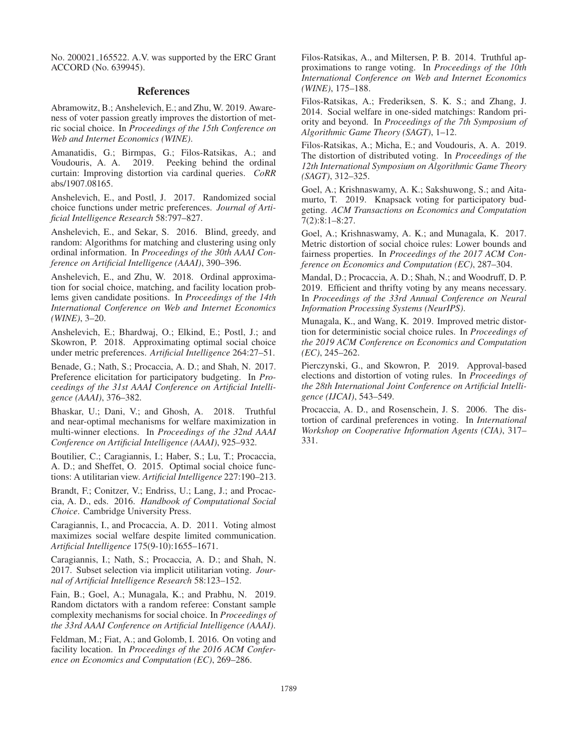No. 200021_165522. A.V. was supported by the ERC Grant ACCORD (No. 639945).

## References

Abramowitz, B.; Anshelevich, E.; and Zhu, W. 2019. Awareness of voter passion greatly improves the distortion of metric social choice. In *Proceedings of the 15th Conference on Web and Internet Economics (WINE)*.

Amanatidis, G.; Birmpas, G.; Filos-Ratsikas, A.; and Voudouris, A. A. 2019. Peeking behind the ordinal curtain: Improving distortion via cardinal queries. *CoRR* abs/1907.08165.

Anshelevich, E., and Postl, J. 2017. Randomized social choice functions under metric preferences. *Journal of Artificial Intelligence Research* 58:797–827.

Anshelevich, E., and Sekar, S. 2016. Blind, greedy, and random: Algorithms for matching and clustering using only ordinal information. In *Proceedings of the 30th AAAI Conference on Artificial Intelligence (AAAI)*, 390–396.

Anshelevich, E., and Zhu, W. 2018. Ordinal approximation for social choice, matching, and facility location problems given candidate positions. In *Proceedings of the 14th International Conference on Web and Internet Economics (WINE)*, 3–20.

Anshelevich, E.; Bhardwaj, O.; Elkind, E.; Postl, J.; and Skowron, P. 2018. Approximating optimal social choice under metric preferences. *Artificial Intelligence* 264:27–51.

Benade, G.; Nath, S.; Procaccia, A. D.; and Shah, N. 2017. Preference elicitation for participatory budgeting. In *Proceedings of the 31st AAAI Conference on Artificial Intelligence (AAAI)*, 376–382.

Bhaskar, U.; Dani, V.; and Ghosh, A. 2018. Truthful and near-optimal mechanisms for welfare maximization in multi-winner elections. In *Proceedings of the 32nd AAAI Conference on Artificial Intelligence (AAAI)*, 925–932.

Boutilier, C.; Caragiannis, I.; Haber, S.; Lu, T.; Procaccia, A. D.; and Sheffet, O. 2015. Optimal social choice functions: A utilitarian view. *Artificial Intelligence* 227:190–213.

Brandt, F.; Conitzer, V.; Endriss, U.; Lang, J.; and Procaccia, A. D., eds. 2016. *Handbook of Computational Social Choice*. Cambridge University Press.

Caragiannis, I., and Procaccia, A. D. 2011. Voting almost maximizes social welfare despite limited communication. *Artificial Intelligence* 175(9-10):1655–1671.

Caragiannis, I.; Nath, S.; Procaccia, A. D.; and Shah, N. 2017. Subset selection via implicit utilitarian voting. *Journal of Artificial Intelligence Research* 58:123–152.

Fain, B.; Goel, A.; Munagala, K.; and Prabhu, N. 2019. Random dictators with a random referee: Constant sample complexity mechanisms for social choice. In *Proceedings of the 33rd AAAI Conference on Artificial Intelligence (AAAI)*.

Feldman, M.; Fiat, A.; and Golomb, I. 2016. On voting and facility location. In *Proceedings of the 2016 ACM Conference on Economics and Computation (EC)*, 269–286.

Filos-Ratsikas, A., and Miltersen, P. B. 2014. Truthful approximations to range voting. In *Proceedings of the 10th International Conference on Web and Internet Economics (WINE)*, 175–188.

Filos-Ratsikas, A.; Frederiksen, S. K. S.; and Zhang, J. 2014. Social welfare in one-sided matchings: Random priority and beyond. In *Proceedings of the 7th Symposium of Algorithmic Game Theory (SAGT)*, 1–12.

Filos-Ratsikas, A.; Micha, E.; and Voudouris, A. A. 2019. The distortion of distributed voting. In *Proceedings of the 12th International Symposium on Algorithmic Game Theory (SAGT)*, 312–325.

Goel, A.; Krishnaswamy, A. K.; Sakshuwong, S.; and Aitamurto, T. 2019. Knapsack voting for participatory budgeting. *ACM Transactions on Economics and Computation* 7(2):8:1–8:27.

Goel, A.; Krishnaswamy, A. K.; and Munagala, K. 2017. Metric distortion of social choice rules: Lower bounds and fairness properties. In *Proceedings of the 2017 ACM Conference on Economics and Computation (EC)*, 287–304.

Mandal, D.; Procaccia, A. D.; Shah, N.; and Woodruff, D. P. 2019. Efficient and thrifty voting by any means necessary. In *Proceedings of the 33rd Annual Conference on Neural Information Processing Systems (NeurIPS)*.

Munagala, K., and Wang, K. 2019. Improved metric distortion for deterministic social choice rules. In *Proceedings of the 2019 ACM Conference on Economics and Computation (EC)*, 245–262.

Pierczynski, G., and Skowron, P. 2019. Approval-based elections and distortion of voting rules. In *Proceedings of the 28th International Joint Conference on Artificial Intelligence (IJCAI)*, 543–549.

Procaccia, A. D., and Rosenschein, J. S. 2006. The distortion of cardinal preferences in voting. In *International Workshop on Cooperative Information Agents (CIA)*, 317–331.